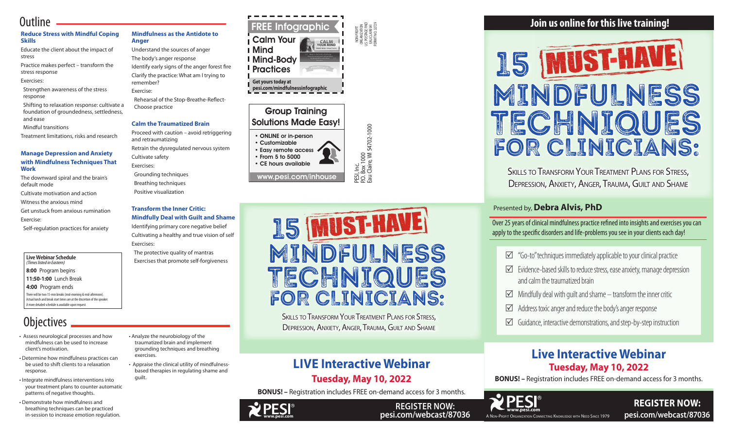## Outline

### Reduce Stress with Mindful Coping Skills

Educate the client about the impact of stress

Practice makes perfect – transform the stress response

Exercises:

- Strengthen awareness of the stress response
- Shifting to relaxation response: cultivate a foundation of groundedness, settledness, and ease
- Mindful transitions

Treatment limitations, risks and research

### Manage Depression and Anxiety with Mindfulness Techniques That Work

The downward spiral and the brain's default mode

Cultivate motivation and action

Witness the anxious mind

Get unstuck from anxious rumination

Exercise:

- Self-regulation practices for anxiety

### Mindfulness as the Antidote to Anger

Understand the sources of anger

The body's anger response

Identify early signs of the anger forest fire

Clarify the practice: What am I trying to remember?

Exercise:

- Rehearsal of the Stop-Breathe-Reflect-Choose practice

### Calm the Traumatized Brain

Proceed with caution – avoid retriggering and retraumatizing

Retrain the dysregulated nervous system

Cultivate safety

Exercises:

- Grounding techniques
- Breathing techniques
- Positive visualization

### Transform the Inner Critic: Mindfully Deal with Guilt and Shame

Identifying primary core negative belief

Cultivating a healthy and true vision of self

Exercises:

- The protective quality of mantras
- Exercises that promote self-forgiveness

**Live Webinar Schedule**
*(Times listed in Eastern)*

**8:00** Program begins

**11:50-1:00** Lunch Break

**4:00** Program ends

There will be two 15-min breaks (mid-morning & mid-afternoon). Actual lunch and break start times are at the discretion of the speaker. A more detailed schedule is available upon request.

## Objectives

- Assess neurological processes and how mindfulness can be used to increase client's motivation.
- Determine how mindfulness practices can be used to shift clients to a relaxation response.
- Integrate mindfulness interventions into your treatment plans to counter automatic patterns of negative thoughts.
- Demonstrate how mindfulness and breathing techniques can be practiced in-session to increase emotion regulation.
- Analyze the neurobiology of the traumatized brain and implement grounding techniques and breathing exercises.
- Appraise the clinical utility of mindfulness-based therapies in regulating shame and guilt.

**FREE Infographic**

Calm Your Mind Mind-Body Practices

**Get yours today at pesi.com/mindfulnessinfographic**

**Group Training Solutions Made Easy!**

- ONLINE or in-person
- Customizable
- Easy remote access
- From 5 to 5000
- CE hours available

www.pesi.com/inhouse

NON-PROFIT ORGANIZATION U.S. POSTAGE PAID EAU CLAIRE WI PERMIT NO. 32729

PESI, Inc.
P.O. Box 1000
Eau Claire, WI 54702-1000

# 15 MUST-HAVE MINDFULNESS TECHNIQUES FOR CLINICIANS:

Skills to Transform Your Treatment Plans for Stress, Depression, Anxiety, Anger, Trauma, Guilt and Shame

## LIVE Interactive Webinar

**Tuesday, May 10, 2022**

**BONUS! –** Registration includes FREE on-demand access for 3 months.

PESI www.pesi.com

**REGISTER NOW: pesi.com/webcast/87036**

## Join us online for this live training!

# 15 MUST-HAVE MINDFULNESS TECHNIQUES FOR CLINICIANS:

Skills to Transform Your Treatment Plans for Stress, Depression, Anxiety, Anger, Trauma, Guilt and Shame

Presented by, **Debra Alvis, PhD**

Over 25 years of clinical mindfulness practice refined into insights and exercises you can apply to the specific disorders and life-problems you see in your clients each day!

- ☑ "Go-to" techniques immediately applicable to your clinical practice
- ☑ Evidence-based skills to reduce stress, ease anxiety, manage depression and calm the traumatized brain
- ☑ Mindfully deal with guilt and shame – transform the inner critic
- ☑ Address toxic anger and reduce the body's anger response
- ☑ Guidance, interactive demonstrations, and step-by-step instruction

## Live Interactive Webinar

**Tuesday, May 10, 2022**

**BONUS! –** Registration includes FREE on-demand access for 3 months.

PESI® www.pesi.com
A Non-Profit Organization Connecting Knowledge with Need Since 1979

**REGISTER NOW: pesi.com/webcast/87036**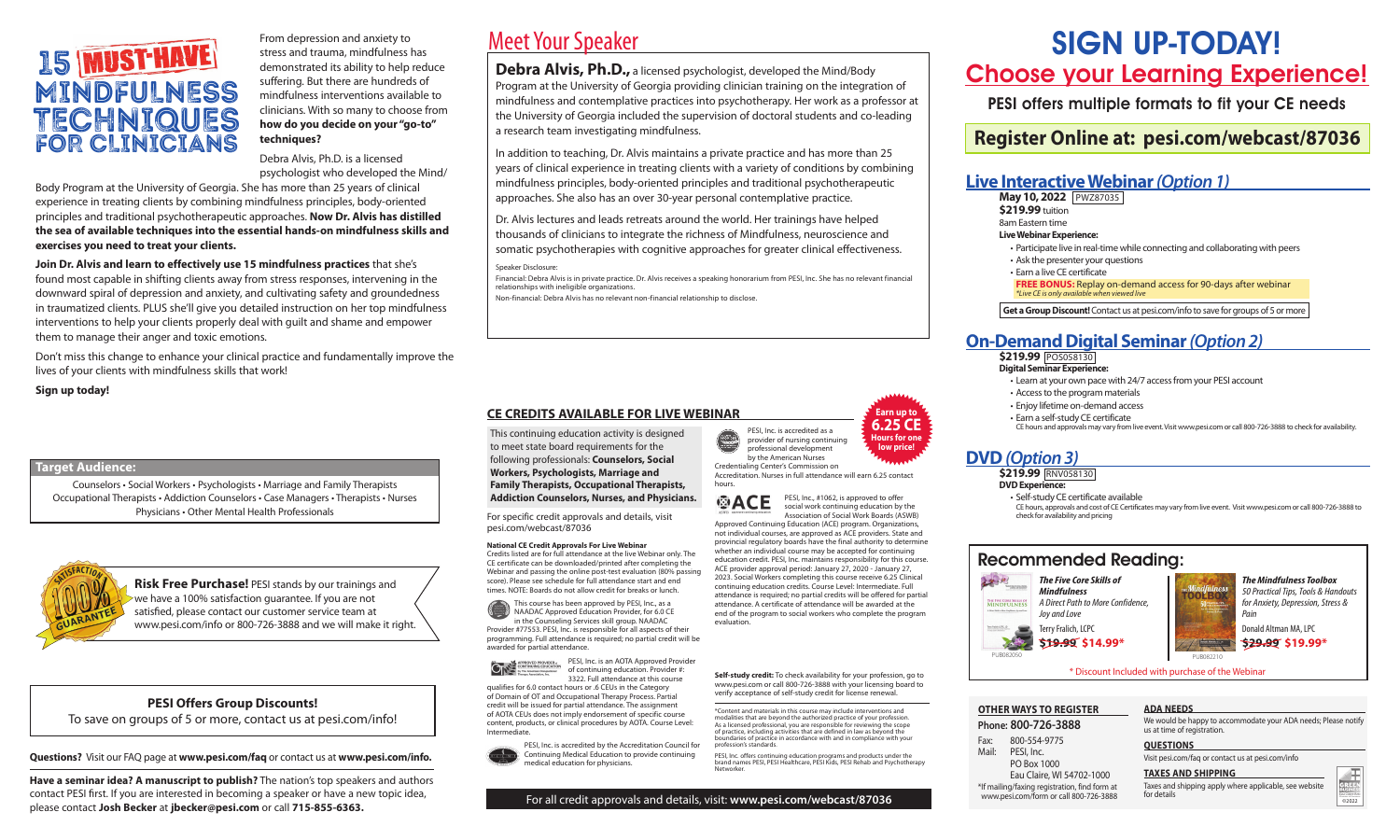# 15 MUST-HAVE MINDFULNESS TECHNIQUES FOR CLINICIANS

From depression and anxiety to stress and trauma, mindfulness has demonstrated its ability to help reduce suffering. But there are hundreds of mindfulness interventions available to clinicians. With so many to choose from **how do you decide on your "go-to" techniques?**

Debra Alvis, Ph.D. is a licensed psychologist who developed the Mind/Body Program at the University of Georgia. She has more than 25 years of clinical experience in treating clients by combining mindfulness principles, body-oriented principles and traditional psychotherapeutic approaches. **Now Dr. Alvis has distilled the sea of available techniques into the essential hands-on mindfulness skills and exercises you need to treat your clients.**

**Join Dr. Alvis and learn to effectively use 15 mindfulness practices** that she's found most capable in shifting clients away from stress responses, intervening in the downward spiral of depression and anxiety, and cultivating safety and groundedness in traumatized clients. PLUS she'll give you detailed instruction on her top mindfulness interventions to help your clients properly deal with guilt and shame and empower them to manage their anger and toxic emotions.

Don't miss this change to enhance your clinical practice and fundamentally improve the lives of your clients with mindfulness skills that work!

**Sign up today!**

### Target Audience:

Counselors • Social Workers • Psychologists • Marriage and Family Therapists Occupational Therapists • Addiction Counselors • Case Managers • Therapists • Nurses Physicians • Other Mental Health Professionals

SATISFACTION 100% GUARANTEE

**Risk Free Purchase!** PESI stands by our trainings and we have a 100% satisfaction guarantee. If you are not satisfied, please contact our customer service team at www.pesi.com/info or 800-726-3888 and we will make it right.

**PESI Offers Group Discounts!**
To save on groups of 5 or more, contact us at pesi.com/info!

**Questions?** Visit our FAQ page at **www.pesi.com/faq** or contact us at **www.pesi.com/info.**

**Have a seminar idea? A manuscript to publish?** The nation's top speakers and authors contact PESI first. If you are interested in becoming a speaker or have a new topic idea, please contact **Josh Becker** at **jbecker@pesi.com** or call **715-855-6363.**

## Meet Your Speaker

**Debra Alvis, Ph.D.,** a licensed psychologist, developed the Mind/Body Program at the University of Georgia providing clinician training on the integration of mindfulness and contemplative practices into psychotherapy. Her work as a professor at the University of Georgia included the supervision of doctoral students and co-leading a research team investigating mindfulness.

In addition to teaching, Dr. Alvis maintains a private practice and has more than 25 years of clinical experience in treating clients with a variety of conditions by combining mindfulness principles, body-oriented principles and traditional psychotherapeutic approaches. She also has an over 30-year personal contemplative practice.

Dr. Alvis lectures and leads retreats around the world. Her trainings have helped thousands of clinicians to integrate the richness of Mindfulness, neuroscience and somatic psychotherapies with cognitive approaches for greater clinical effectiveness.

Speaker Disclosure:

Financial: Debra Alvis is in private practice. Dr. Alvis receives a speaking honorarium from PESI, Inc. She has no relevant financial relationships with ineligible organizations.

Non-financial: Debra Alvis has no relevant non-financial relationship to disclose.

## CE CREDITS AVAILABLE FOR LIVE WEBINAR

**Earn up to 6.25 CE Hours for one low price!**

This continuing education activity is designed to meet state board requirements for the following professionals: **Counselors, Social Workers, Psychologists, Marriage and Family Therapists, Occupational Therapists, Addiction Counselors, Nurses, and Physicians.**

For specific credit approvals and details, visit pesi.com/webcast/87036

**National CE Credit Approvals For Live Webinar**

Credits listed are for full attendance at the live Webinar only. The CE certificate can be downloaded/printed after completing the Webinar and passing the online post-test evaluation (80% passing score). Please see schedule for full attendance start and end times. NOTE: Boards do not allow credit for breaks or lunch.

This course has been approved by PESI, Inc., as a NAADAC Approved Education Provider, for 6.0 CE in the Counseling Services skill group. NAADAC Provider #77553. PESI, Inc. is responsible for all aspects of their programming. Full attendance is required; no partial credit will be awarded for partial attendance.

PESI, Inc. is an AOTA Approved Provider of continuing education. Provider #: 3322. Full attendance at this course qualifies for 6.0 contact hours or .6 CEUs in the Category of Domain of OT and Occupational Therapy Process. Partial credit will be issued for partial attendance. The assignment of AOTA CEUs does not imply endorsement of specific course content, products, or clinical procedures by AOTA. Course Level: Intermediate.

PESI, Inc. is accredited by the Accreditation Council for Continuing Medical Education to provide continuing medical education for physicians.

PESI, Inc. is accredited as a provider of nursing continuing professional development by the American Nurses Credentialing Center's Commission on Accreditation. Nurses in full attendance will earn 6.25 contact hours.

PESI, Inc., #1062, is approved to offer social work continuing education by the Association of Social Work Boards (ASWB) Approved Continuing Education (ACE) program. Organizations, not individual courses, are approved as ACE providers. State and provincial regulatory boards have the final authority to determine whether an individual course may be accepted for continuing education credit. PESI, Inc. maintains responsibility for this course. ACE provider approval period: January 27, 2020 - January 27, 2023. Social Workers completing this course receive 6.25 Clinical continuing education credits. Course Level: Intermediate. Full attendance is required; no partial credits will be offered for partial attendance. A certificate of attendance will be awarded at the end of the program to social workers who complete the program evaluation.

**Self-study credit:** To check availability for your profession, go to www.pesi.com or call 800-726-3888 with your licensing board to verify acceptance of self-study credit for license renewal.

*Content and materials in this course may include interventions and modalities that are beyond the authorized practice of your profession. As a licensed professional, you are responsible for reviewing the scope of practice, including activities that are defined in law as beyond the boundaries of practice in accordance with and in compliance with your profession's standards.

PESI, Inc. offers continuing education programs and products under the brand names PESI, PESI Healthcare, PESI Kids, PESI Rehab and Psychotherapy Networker.

For all credit approvals and details, visit: **www.pesi.com/webcast/87036**

# SIGN UP-TODAY!

## Choose your Learning Experience!

**PESI offers multiple formats to fit your CE needs**

**Register Online at: pesi.com/webcast/87036**

### Live Interactive Webinar *(Option 1)*

**May 10, 2022** PWZ87035
**$219.99** tuition
8am Eastern time

**Live Webinar Experience:**

- Participate live in real-time while connecting and collaborating with peers
- Ask the presenter your questions
- Earn a live CE certificate

**FREE BONUS:** Replay on-demand access for 90-days after webinar
*Live CE is only available when viewed live

**Get a Group Discount!** Contact us at pesi.com/info to save for groups of 5 or more

### On-Demand Digital Seminar *(Option 2)*

**$219.99** POS058130

**Digital Seminar Experience:**

- Learn at your own pace with 24/7 access from your PESI account
- Access to the program materials
- Enjoy lifetime on-demand access
- Earn a self-study CE certificate
  CE hours and approvals may vary from live event. Visit www.pesi.com or call 800-726-3888 to check for availability.

### DVD *(Option 3)*

**$219.99** RNV058130

**DVD Experience:**

- Self-study CE certificate available
  CE hours, approvals and cost of CE Certificates may vary from live event. Visit www.pesi.com or call 800-726-3888 to check for availability and pricing

### Recommended Reading:

***The Five Core Skills of Mindfulness***
*A Direct Path to More Confidence, Joy and Love*
Terry Fralich, LCPC
~~$19.99~~ **$14.99***
PUB082050

***The Mindfulness Toolbox***
*50 Practical Tips, Tools & Handouts for Anxiety, Depression, Stress & Pain*
Donald Altman MA, LPC
~~$29.99~~ **$19.99***
PUB082210

* Discount Included with purchase of the Webinar

**OTHER WAYS TO REGISTER**

**Phone: 800-726-3888**
Fax: 800-554-9775
Mail: PESI, Inc.
PO Box 1000
Eau Claire, WI 54702-1000

*If mailing/faxing registration, find form at www.pesi.com/form or call 800-726-3888

**ADA NEEDS**

We would be happy to accommodate your ADA needs; Please notify us at time of registration.

**QUESTIONS**

Visit pesi.com/faq or contact us at pesi.com/info

**TAXES AND SHIPPING**

Taxes and shipping apply where applicable, see website for details

©2022